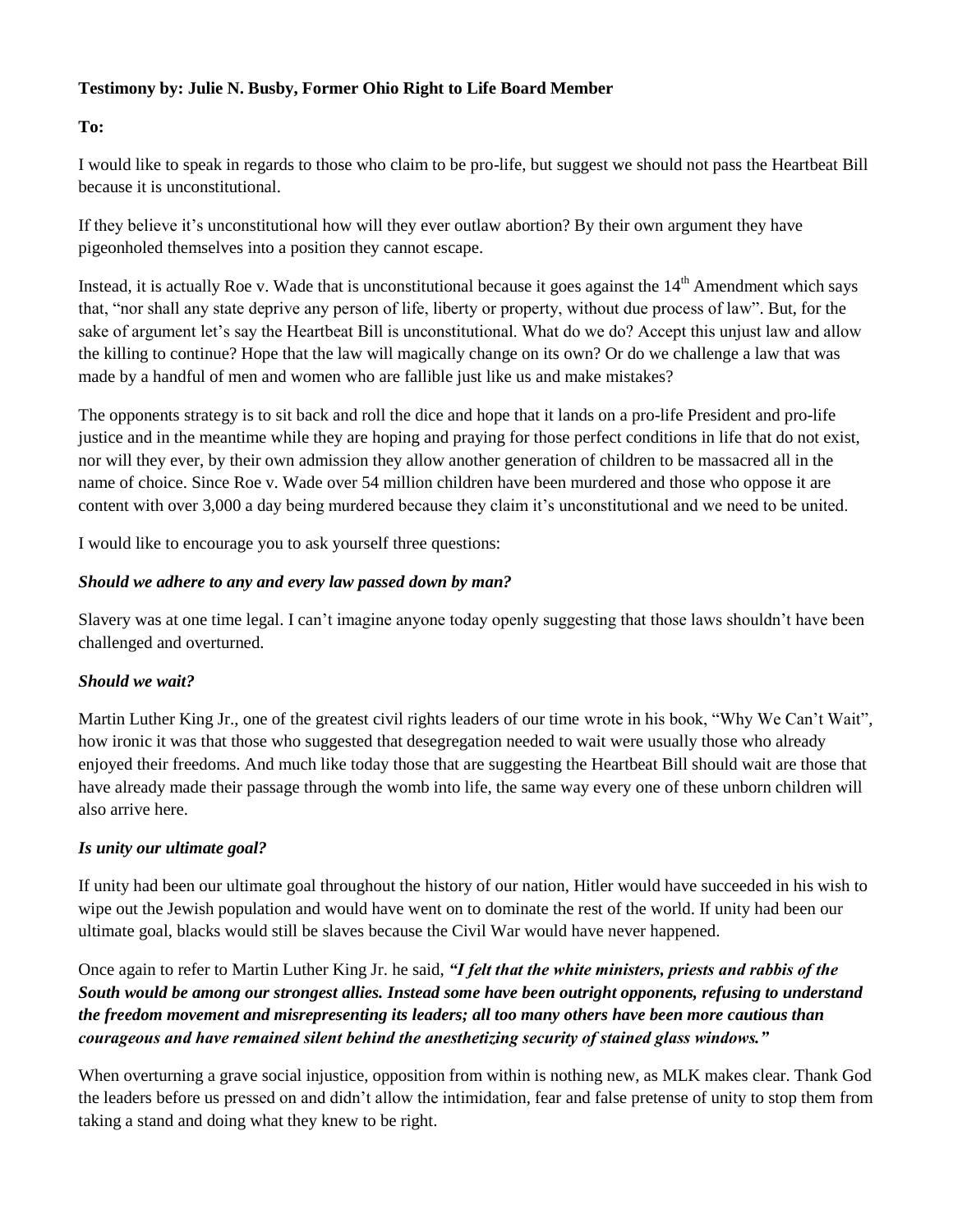**Testimony by: Julie N. Busby, Former Ohio Right to Life Board Member**

**To:**

I would like to speak in regards to those who claim to be pro-life, but suggest we should not pass the Heartbeat Bill because it is unconstitutional.

If they believe it's unconstitutional how will they ever outlaw abortion? By their own argument they have pigeonholed themselves into a position they cannot escape.

Instead, it is actually Roe v. Wade that is unconstitutional because it goes against the 14th Amendment which says that, "nor shall any state deprive any person of life, liberty or property, without due process of law". But, for the sake of argument let's say the Heartbeat Bill is unconstitutional. What do we do? Accept this unjust law and allow the killing to continue? Hope that the law will magically change on its own? Or do we challenge a law that was made by a handful of men and women who are fallible just like us and make mistakes?

The opponents strategy is to sit back and roll the dice and hope that it lands on a pro-life President and pro-life justice and in the meantime while they are hoping and praying for those perfect conditions in life that do not exist, nor will they ever, by their own admission they allow another generation of children to be massacred all in the name of choice. Since Roe v. Wade over 54 million children have been murdered and those who oppose it are content with over 3,000 a day being murdered because they claim it's unconstitutional and we need to be united.

I would like to encourage you to ask yourself three questions:

***Should we adhere to any and every law passed down by man?***

Slavery was at one time legal. I can't imagine anyone today openly suggesting that those laws shouldn't have been challenged and overturned.

***Should we wait?***

Martin Luther King Jr., one of the greatest civil rights leaders of our time wrote in his book, "Why We Can't Wait", how ironic it was that those who suggested that desegregation needed to wait were usually those who already enjoyed their freedoms. And much like today those that are suggesting the Heartbeat Bill should wait are those that have already made their passage through the womb into life, the same way every one of these unborn children will also arrive here.

***Is unity our ultimate goal?***

If unity had been our ultimate goal throughout the history of our nation, Hitler would have succeeded in his wish to wipe out the Jewish population and would have went on to dominate the rest of the world. If unity had been our ultimate goal, blacks would still be slaves because the Civil War would have never happened.

Once again to refer to Martin Luther King Jr. he said, ***"I felt that the white ministers, priests and rabbis of the South would be among our strongest allies. Instead some have been outright opponents, refusing to understand the freedom movement and misrepresenting its leaders; all too many others have been more cautious than courageous and have remained silent behind the anesthetizing security of stained glass windows."***

When overturning a grave social injustice, opposition from within is nothing new, as MLK makes clear. Thank God the leaders before us pressed on and didn't allow the intimidation, fear and false pretense of unity to stop them from taking a stand and doing what they knew to be right.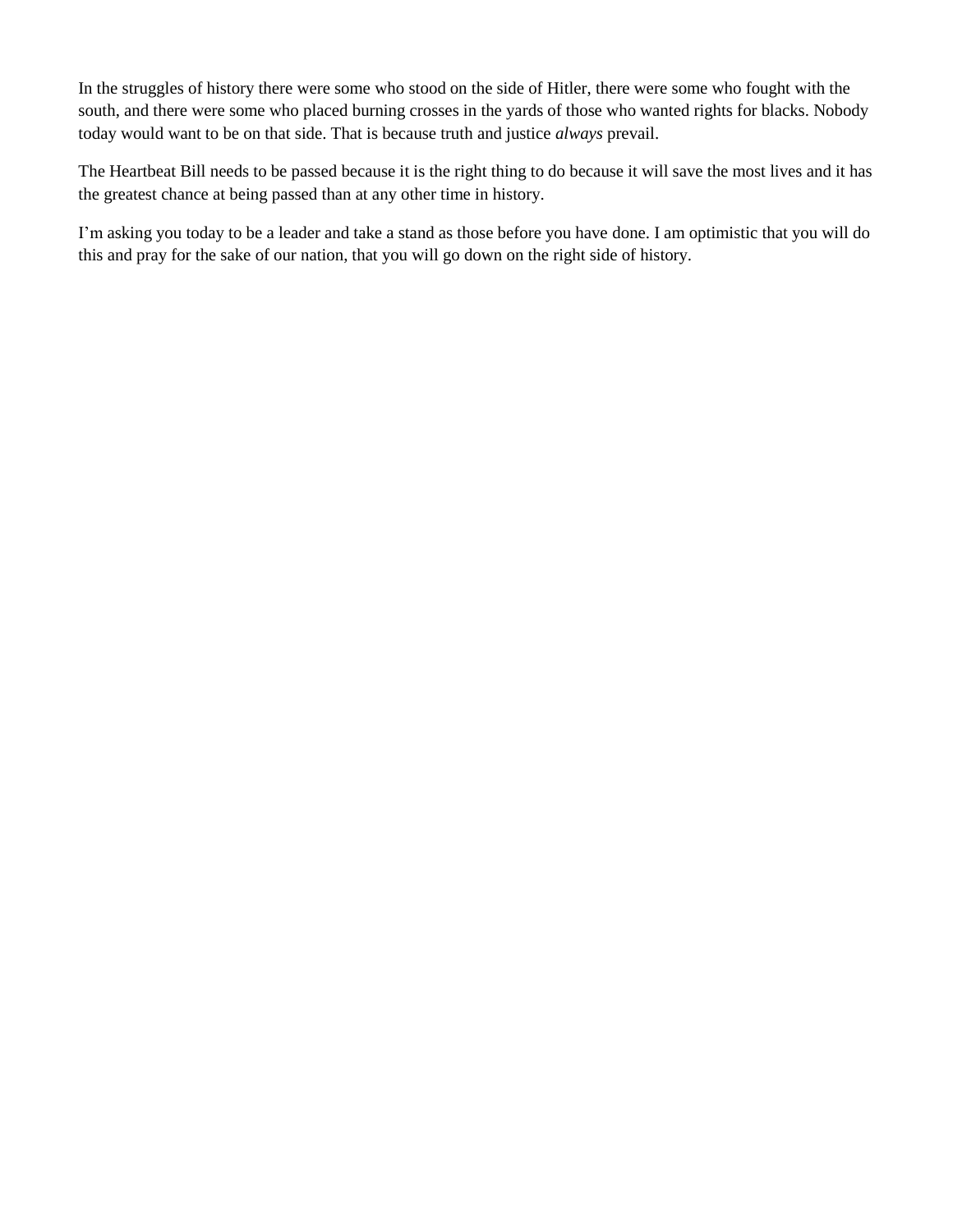In the struggles of history there were some who stood on the side of Hitler, there were some who fought with the south, and there were some who placed burning crosses in the yards of those who wanted rights for blacks. Nobody today would want to be on that side. That is because truth and justice *always* prevail.

The Heartbeat Bill needs to be passed because it is the right thing to do because it will save the most lives and it has the greatest chance at being passed than at any other time in history.

I'm asking you today to be a leader and take a stand as those before you have done. I am optimistic that you will do this and pray for the sake of our nation, that you will go down on the right side of history.